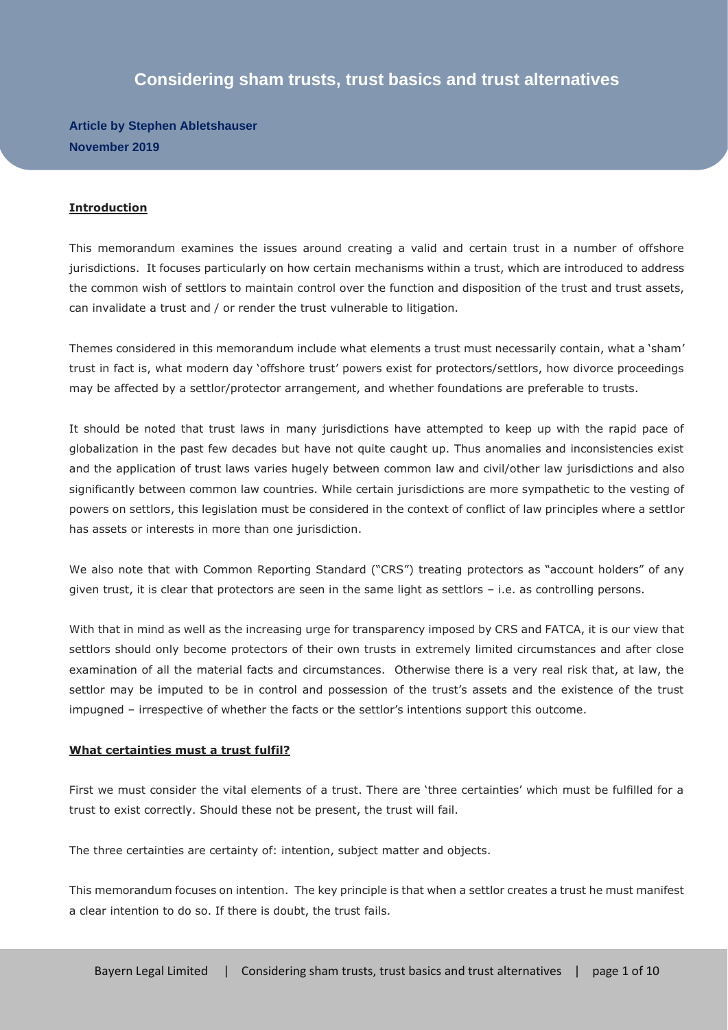# Considering sham trusts, trust basics and trust alternatives

**Article by Stephen Abletshauser**
**November 2019**

## **Introduction**

This memorandum examines the issues around creating a valid and certain trust in a number of offshore jurisdictions. It focuses particularly on how certain mechanisms within a trust, which are introduced to address the common wish of settlors to maintain control over the function and disposition of the trust and trust assets, can invalidate a trust and / or render the trust vulnerable to litigation.

Themes considered in this memorandum include what elements a trust must necessarily contain, what a 'sham' trust in fact is, what modern day 'offshore trust' powers exist for protectors/settlors, how divorce proceedings may be affected by a settlor/protector arrangement, and whether foundations are preferable to trusts.

It should be noted that trust laws in many jurisdictions have attempted to keep up with the rapid pace of globalization in the past few decades but have not quite caught up. Thus anomalies and inconsistencies exist and the application of trust laws varies hugely between common law and civil/other law jurisdictions and also significantly between common law countries. While certain jurisdictions are more sympathetic to the vesting of powers on settlors, this legislation must be considered in the context of conflict of law principles where a settlor has assets or interests in more than one jurisdiction.

We also note that with Common Reporting Standard ("CRS") treating protectors as "account holders" of any given trust, it is clear that protectors are seen in the same light as settlors – i.e. as controlling persons.

With that in mind as well as the increasing urge for transparency imposed by CRS and FATCA, it is our view that settlors should only become protectors of their own trusts in extremely limited circumstances and after close examination of all the material facts and circumstances. Otherwise there is a very real risk that, at law, the settlor may be imputed to be in control and possession of the trust's assets and the existence of the trust impugned – irrespective of whether the facts or the settlor's intentions support this outcome.

## **What certainties must a trust fulfil?**

First we must consider the vital elements of a trust. There are 'three certainties' which must be fulfilled for a trust to exist correctly. Should these not be present, the trust will fail.

The three certainties are certainty of: intention, subject matter and objects.

This memorandum focuses on intention. The key principle is that when a settlor creates a trust he must manifest a clear intention to do so. If there is doubt, the trust fails.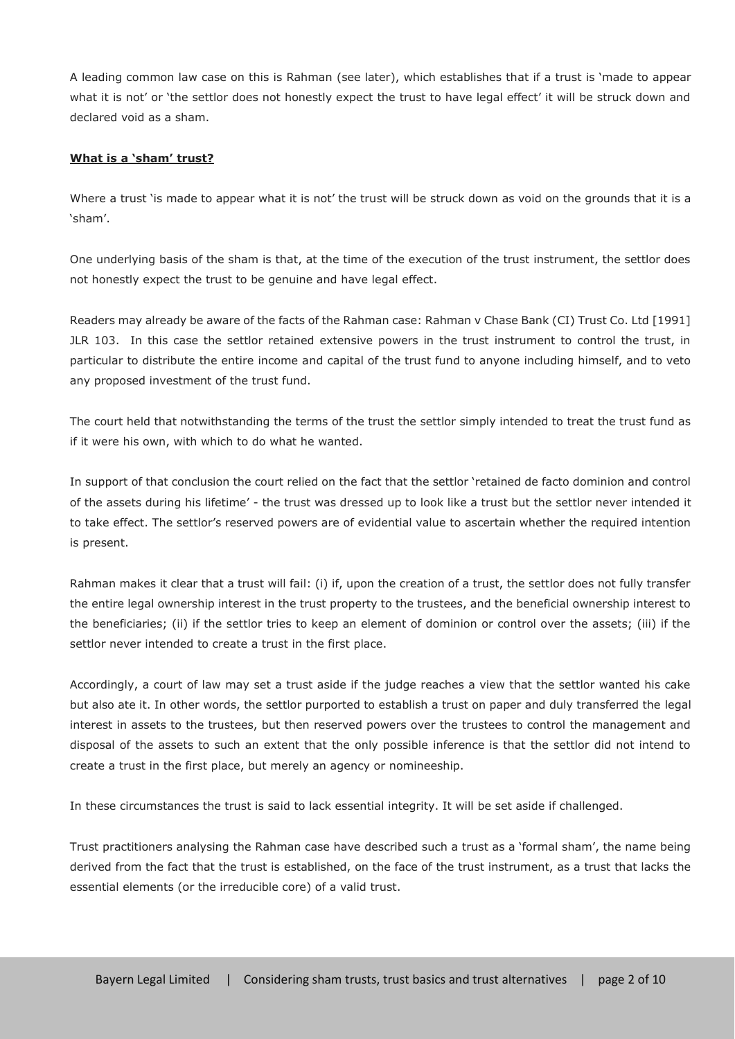A leading common law case on this is Rahman (see later), which establishes that if a trust is 'made to appear what it is not' or 'the settlor does not honestly expect the trust to have legal effect' it will be struck down and declared void as a sham.

**What is a 'sham' trust?**

Where a trust 'is made to appear what it is not' the trust will be struck down as void on the grounds that it is a 'sham'.

One underlying basis of the sham is that, at the time of the execution of the trust instrument, the settlor does not honestly expect the trust to be genuine and have legal effect.

Readers may already be aware of the facts of the Rahman case: Rahman v Chase Bank (CI) Trust Co. Ltd [1991] JLR 103. In this case the settlor retained extensive powers in the trust instrument to control the trust, in particular to distribute the entire income and capital of the trust fund to anyone including himself, and to veto any proposed investment of the trust fund.

The court held that notwithstanding the terms of the trust the settlor simply intended to treat the trust fund as if it were his own, with which to do what he wanted.

In support of that conclusion the court relied on the fact that the settlor 'retained de facto dominion and control of the assets during his lifetime' - the trust was dressed up to look like a trust but the settlor never intended it to take effect. The settlor's reserved powers are of evidential value to ascertain whether the required intention is present.

Rahman makes it clear that a trust will fail: (i) if, upon the creation of a trust, the settlor does not fully transfer the entire legal ownership interest in the trust property to the trustees, and the beneficial ownership interest to the beneficiaries; (ii) if the settlor tries to keep an element of dominion or control over the assets; (iii) if the settlor never intended to create a trust in the first place.

Accordingly, a court of law may set a trust aside if the judge reaches a view that the settlor wanted his cake but also ate it. In other words, the settlor purported to establish a trust on paper and duly transferred the legal interest in assets to the trustees, but then reserved powers over the trustees to control the management and disposal of the assets to such an extent that the only possible inference is that the settlor did not intend to create a trust in the first place, but merely an agency or nomineeship.

In these circumstances the trust is said to lack essential integrity. It will be set aside if challenged.

Trust practitioners analysing the Rahman case have described such a trust as a 'formal sham', the name being derived from the fact that the trust is established, on the face of the trust instrument, as a trust that lacks the essential elements (or the irreducible core) of a valid trust.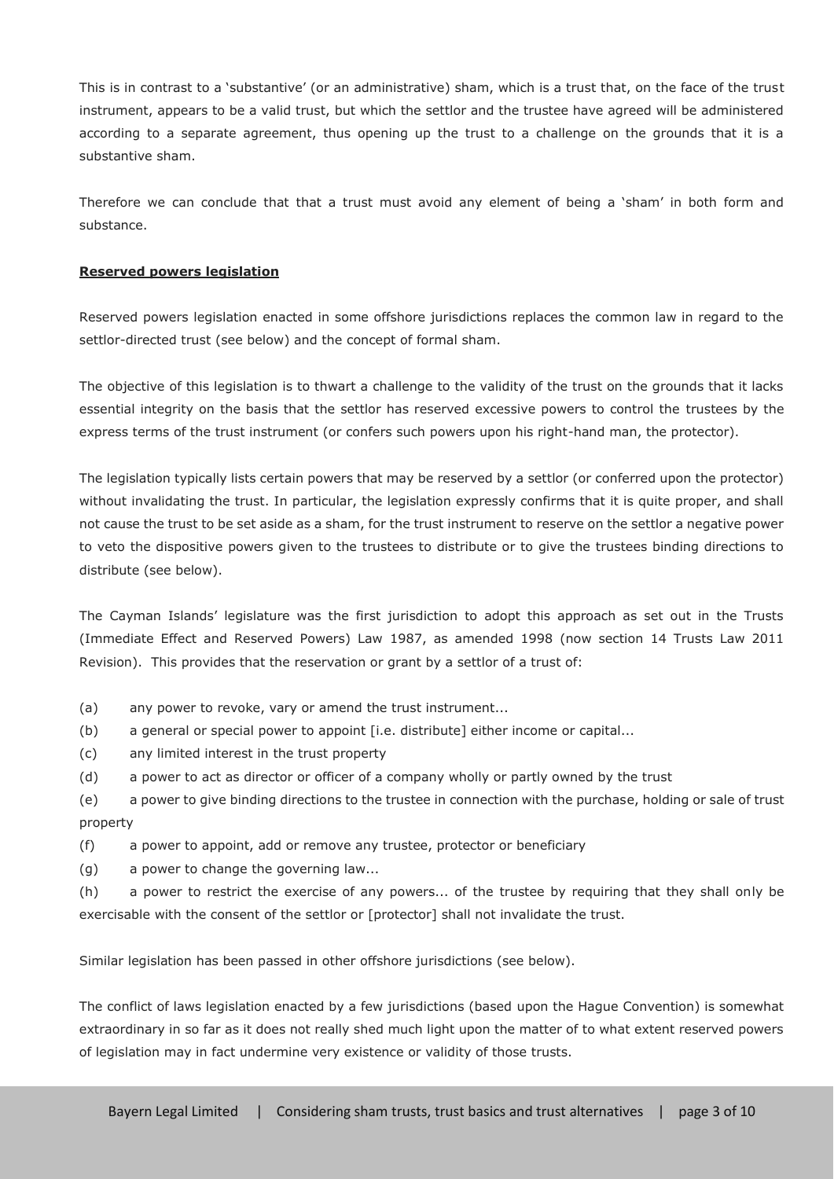This is in contrast to a 'substantive' (or an administrative) sham, which is a trust that, on the face of the trust instrument, appears to be a valid trust, but which the settlor and the trustee have agreed will be administered according to a separate agreement, thus opening up the trust to a challenge on the grounds that it is a substantive sham.

Therefore we can conclude that that a trust must avoid any element of being a 'sham' in both form and substance.

**Reserved powers legislation**

Reserved powers legislation enacted in some offshore jurisdictions replaces the common law in regard to the settlor-directed trust (see below) and the concept of formal sham.

The objective of this legislation is to thwart a challenge to the validity of the trust on the grounds that it lacks essential integrity on the basis that the settlor has reserved excessive powers to control the trustees by the express terms of the trust instrument (or confers such powers upon his right-hand man, the protector).

The legislation typically lists certain powers that may be reserved by a settlor (or conferred upon the protector) without invalidating the trust. In particular, the legislation expressly confirms that it is quite proper, and shall not cause the trust to be set aside as a sham, for the trust instrument to reserve on the settlor a negative power to veto the dispositive powers given to the trustees to distribute or to give the trustees binding directions to distribute (see below).

The Cayman Islands' legislature was the first jurisdiction to adopt this approach as set out in the Trusts (Immediate Effect and Reserved Powers) Law 1987, as amended 1998 (now section 14 Trusts Law 2011 Revision). This provides that the reservation or grant by a settlor of a trust of:

(a) any power to revoke, vary or amend the trust instrument...

(b) a general or special power to appoint [i.e. distribute] either income or capital...

(c) any limited interest in the trust property

(d) a power to act as director or officer of a company wholly or partly owned by the trust

(e) a power to give binding directions to the trustee in connection with the purchase, holding or sale of trust property

(f) a power to appoint, add or remove any trustee, protector or beneficiary

(g) a power to change the governing law...

(h) a power to restrict the exercise of any powers... of the trustee by requiring that they shall only be exercisable with the consent of the settlor or [protector] shall not invalidate the trust.

Similar legislation has been passed in other offshore jurisdictions (see below).

The conflict of laws legislation enacted by a few jurisdictions (based upon the Hague Convention) is somewhat extraordinary in so far as it does not really shed much light upon the matter of to what extent reserved powers of legislation may in fact undermine very existence or validity of those trusts.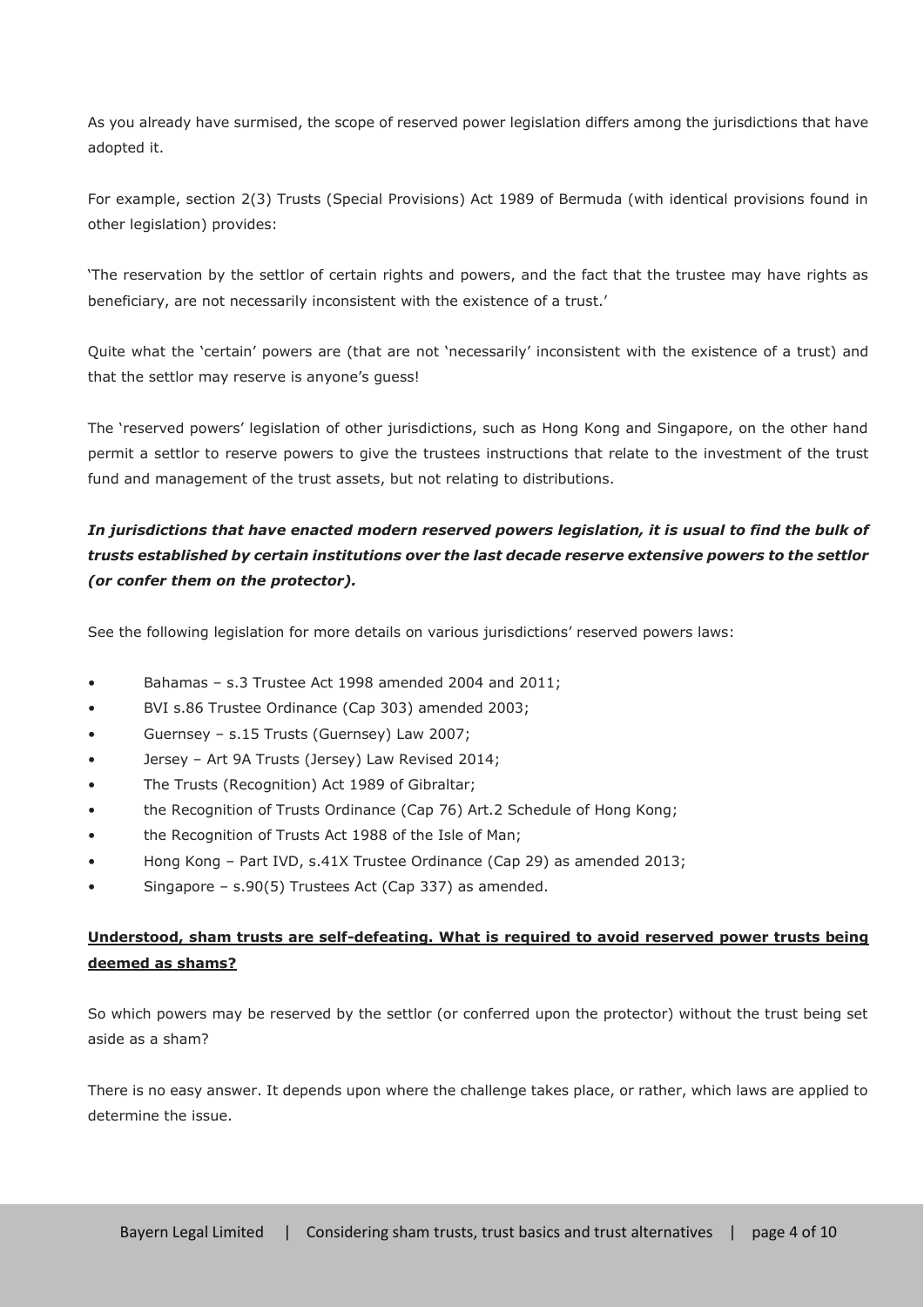As you already have surmised, the scope of reserved power legislation differs among the jurisdictions that have adopted it.

For example, section 2(3) Trusts (Special Provisions) Act 1989 of Bermuda (with identical provisions found in other legislation) provides:

'The reservation by the settlor of certain rights and powers, and the fact that the trustee may have rights as beneficiary, are not necessarily inconsistent with the existence of a trust.'

Quite what the 'certain' powers are (that are not 'necessarily' inconsistent with the existence of a trust) and that the settlor may reserve is anyone's guess!

The 'reserved powers' legislation of other jurisdictions, such as Hong Kong and Singapore, on the other hand permit a settlor to reserve powers to give the trustees instructions that relate to the investment of the trust fund and management of the trust assets, but not relating to distributions.

***In jurisdictions that have enacted modern reserved powers legislation, it is usual to find the bulk of trusts established by certain institutions over the last decade reserve extensive powers to the settlor (or confer them on the protector).***

See the following legislation for more details on various jurisdictions' reserved powers laws:

- Bahamas – s.3 Trustee Act 1998 amended 2004 and 2011;
- BVI s.86 Trustee Ordinance (Cap 303) amended 2003;
- Guernsey – s.15 Trusts (Guernsey) Law 2007;
- Jersey – Art 9A Trusts (Jersey) Law Revised 2014;
- The Trusts (Recognition) Act 1989 of Gibraltar;
- the Recognition of Trusts Ordinance (Cap 76) Art.2 Schedule of Hong Kong;
- the Recognition of Trusts Act 1988 of the Isle of Man;
- Hong Kong – Part IVD, s.41X Trustee Ordinance (Cap 29) as amended 2013;
- Singapore – s.90(5) Trustees Act (Cap 337) as amended.

**Understood, sham trusts are self-defeating. What is required to avoid reserved power trusts being deemed as shams?**

So which powers may be reserved by the settlor (or conferred upon the protector) without the trust being set aside as a sham?

There is no easy answer. It depends upon where the challenge takes place, or rather, which laws are applied to determine the issue.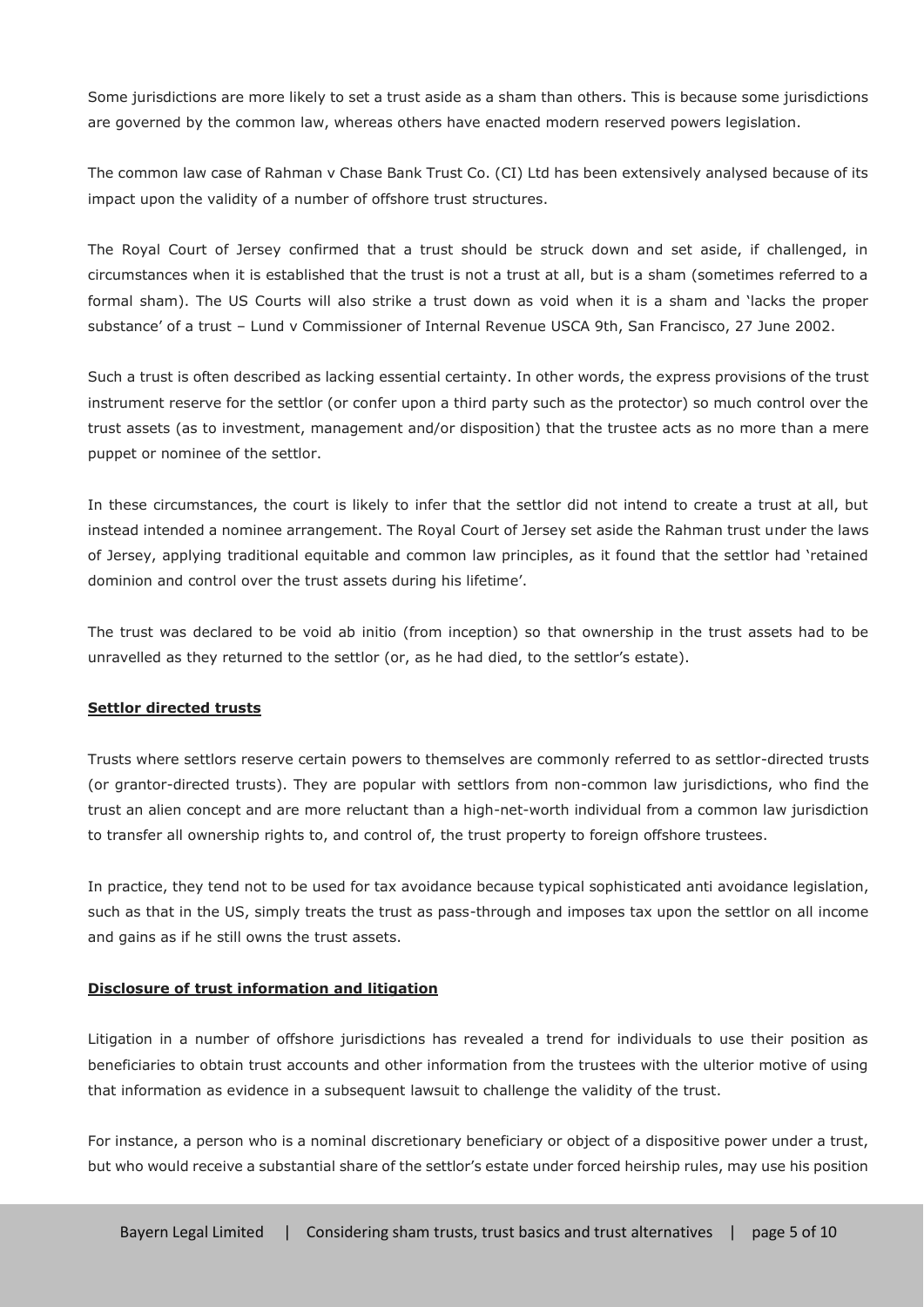Some jurisdictions are more likely to set a trust aside as a sham than others. This is because some jurisdictions are governed by the common law, whereas others have enacted modern reserved powers legislation.

The common law case of Rahman v Chase Bank Trust Co. (CI) Ltd has been extensively analysed because of its impact upon the validity of a number of offshore trust structures.

The Royal Court of Jersey confirmed that a trust should be struck down and set aside, if challenged, in circumstances when it is established that the trust is not a trust at all, but is a sham (sometimes referred to a formal sham). The US Courts will also strike a trust down as void when it is a sham and 'lacks the proper substance' of a trust – Lund v Commissioner of Internal Revenue USCA 9th, San Francisco, 27 June 2002.

Such a trust is often described as lacking essential certainty. In other words, the express provisions of the trust instrument reserve for the settlor (or confer upon a third party such as the protector) so much control over the trust assets (as to investment, management and/or disposition) that the trustee acts as no more than a mere puppet or nominee of the settlor.

In these circumstances, the court is likely to infer that the settlor did not intend to create a trust at all, but instead intended a nominee arrangement. The Royal Court of Jersey set aside the Rahman trust under the laws of Jersey, applying traditional equitable and common law principles, as it found that the settlor had 'retained dominion and control over the trust assets during his lifetime'.

The trust was declared to be void ab initio (from inception) so that ownership in the trust assets had to be unravelled as they returned to the settlor (or, as he had died, to the settlor's estate).

**Settlor directed trusts**

Trusts where settlors reserve certain powers to themselves are commonly referred to as settlor-directed trusts (or grantor-directed trusts). They are popular with settlors from non-common law jurisdictions, who find the trust an alien concept and are more reluctant than a high-net-worth individual from a common law jurisdiction to transfer all ownership rights to, and control of, the trust property to foreign offshore trustees.

In practice, they tend not to be used for tax avoidance because typical sophisticated anti avoidance legislation, such as that in the US, simply treats the trust as pass-through and imposes tax upon the settlor on all income and gains as if he still owns the trust assets.

**Disclosure of trust information and litigation**

Litigation in a number of offshore jurisdictions has revealed a trend for individuals to use their position as beneficiaries to obtain trust accounts and other information from the trustees with the ulterior motive of using that information as evidence in a subsequent lawsuit to challenge the validity of the trust.

For instance, a person who is a nominal discretionary beneficiary or object of a dispositive power under a trust, but who would receive a substantial share of the settlor's estate under forced heirship rules, may use his position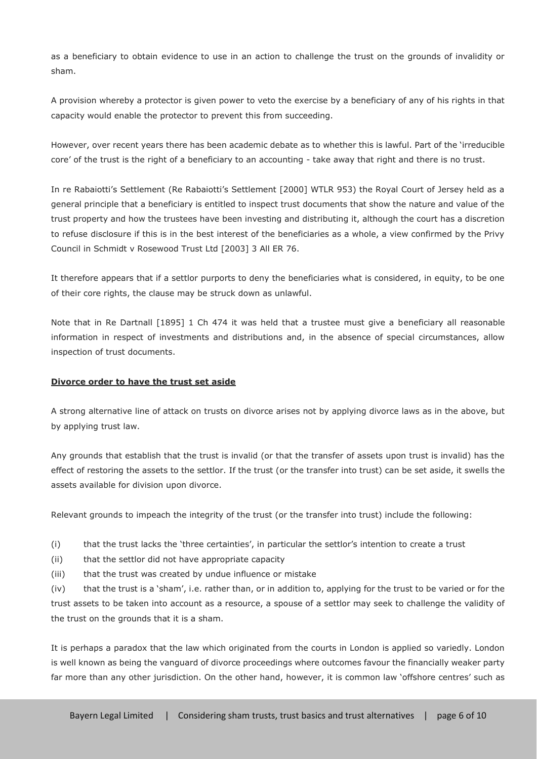as a beneficiary to obtain evidence to use in an action to challenge the trust on the grounds of invalidity or sham.

A provision whereby a protector is given power to veto the exercise by a beneficiary of any of his rights in that capacity would enable the protector to prevent this from succeeding.

However, over recent years there has been academic debate as to whether this is lawful. Part of the 'irreducible core' of the trust is the right of a beneficiary to an accounting - take away that right and there is no trust.

In re Rabaiotti's Settlement (Re Rabaiotti's Settlement [2000] WTLR 953) the Royal Court of Jersey held as a general principle that a beneficiary is entitled to inspect trust documents that show the nature and value of the trust property and how the trustees have been investing and distributing it, although the court has a discretion to refuse disclosure if this is in the best interest of the beneficiaries as a whole, a view confirmed by the Privy Council in Schmidt v Rosewood Trust Ltd [2003] 3 All ER 76.

It therefore appears that if a settlor purports to deny the beneficiaries what is considered, in equity, to be one of their core rights, the clause may be struck down as unlawful.

Note that in Re Dartnall [1895] 1 Ch 474 it was held that a trustee must give a beneficiary all reasonable information in respect of investments and distributions and, in the absence of special circumstances, allow inspection of trust documents.

**Divorce order to have the trust set aside**

A strong alternative line of attack on trusts on divorce arises not by applying divorce laws as in the above, but by applying trust law.

Any grounds that establish that the trust is invalid (or that the transfer of assets upon trust is invalid) has the effect of restoring the assets to the settlor. If the trust (or the transfer into trust) can be set aside, it swells the assets available for division upon divorce.

Relevant grounds to impeach the integrity of the trust (or the transfer into trust) include the following:

(i) that the trust lacks the 'three certainties', in particular the settlor's intention to create a trust

(ii) that the settlor did not have appropriate capacity

(iii) that the trust was created by undue influence or mistake

(iv) that the trust is a 'sham', i.e. rather than, or in addition to, applying for the trust to be varied or for the trust assets to be taken into account as a resource, a spouse of a settlor may seek to challenge the validity of the trust on the grounds that it is a sham.

It is perhaps a paradox that the law which originated from the courts in London is applied so variedly. London is well known as being the vanguard of divorce proceedings where outcomes favour the financially weaker party far more than any other jurisdiction. On the other hand, however, it is common law 'offshore centres' such as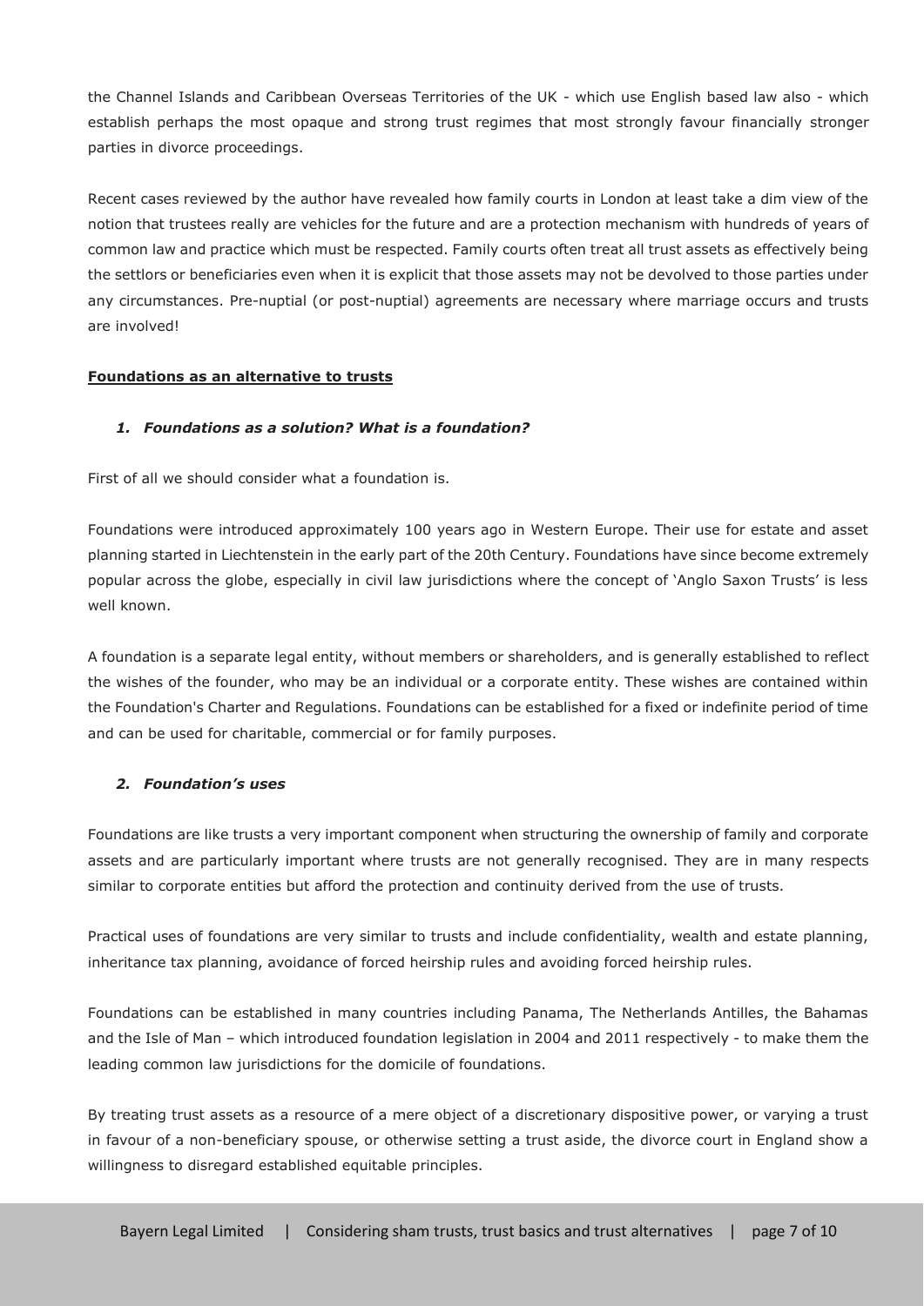the Channel Islands and Caribbean Overseas Territories of the UK - which use English based law also - which establish perhaps the most opaque and strong trust regimes that most strongly favour financially stronger parties in divorce proceedings.

Recent cases reviewed by the author have revealed how family courts in London at least take a dim view of the notion that trustees really are vehicles for the future and are a protection mechanism with hundreds of years of common law and practice which must be respected. Family courts often treat all trust assets as effectively being the settlors or beneficiaries even when it is explicit that those assets may not be devolved to those parties under any circumstances. Pre-nuptial (or post-nuptial) agreements are necessary where marriage occurs and trusts are involved!

## Foundations as an alternative to trusts

### *1. Foundations as a solution? What is a foundation?*

First of all we should consider what a foundation is.

Foundations were introduced approximately 100 years ago in Western Europe. Their use for estate and asset planning started in Liechtenstein in the early part of the 20th Century. Foundations have since become extremely popular across the globe, especially in civil law jurisdictions where the concept of 'Anglo Saxon Trusts' is less well known.

A foundation is a separate legal entity, without members or shareholders, and is generally established to reflect the wishes of the founder, who may be an individual or a corporate entity. These wishes are contained within the Foundation's Charter and Regulations. Foundations can be established for a fixed or indefinite period of time and can be used for charitable, commercial or for family purposes.

### *2. Foundation's uses*

Foundations are like trusts a very important component when structuring the ownership of family and corporate assets and are particularly important where trusts are not generally recognised. They are in many respects similar to corporate entities but afford the protection and continuity derived from the use of trusts.

Practical uses of foundations are very similar to trusts and include confidentiality, wealth and estate planning, inheritance tax planning, avoidance of forced heirship rules and avoiding forced heirship rules.

Foundations can be established in many countries including Panama, The Netherlands Antilles, the Bahamas and the Isle of Man – which introduced foundation legislation in 2004 and 2011 respectively - to make them the leading common law jurisdictions for the domicile of foundations.

By treating trust assets as a resource of a mere object of a discretionary dispositive power, or varying a trust in favour of a non-beneficiary spouse, or otherwise setting a trust aside, the divorce court in England show a willingness to disregard established equitable principles.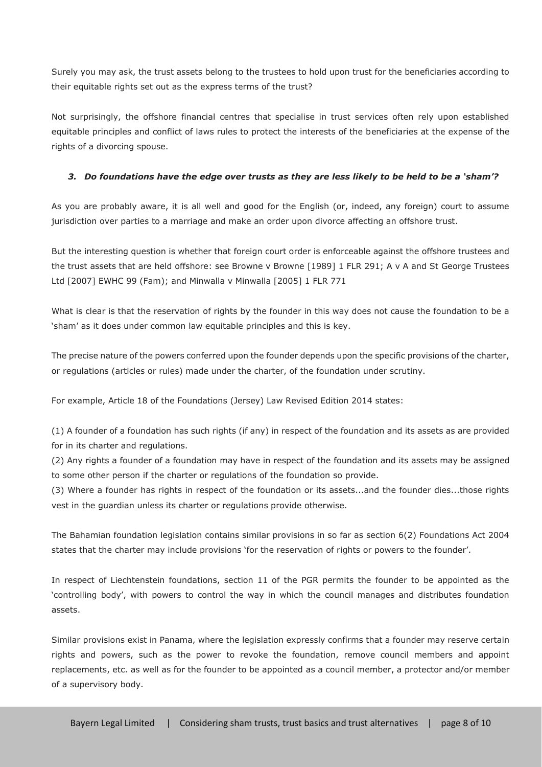Surely you may ask, the trust assets belong to the trustees to hold upon trust for the beneficiaries according to their equitable rights set out as the express terms of the trust?

Not surprisingly, the offshore financial centres that specialise in trust services often rely upon established equitable principles and conflict of laws rules to protect the interests of the beneficiaries at the expense of the rights of a divorcing spouse.

### *3. Do foundations have the edge over trusts as they are less likely to be held to be a 'sham'?*

As you are probably aware, it is all well and good for the English (or, indeed, any foreign) court to assume jurisdiction over parties to a marriage and make an order upon divorce affecting an offshore trust.

But the interesting question is whether that foreign court order is enforceable against the offshore trustees and the trust assets that are held offshore: see Browne v Browne [1989] 1 FLR 291; A v A and St George Trustees Ltd [2007] EWHC 99 (Fam); and Minwalla v Minwalla [2005] 1 FLR 771

What is clear is that the reservation of rights by the founder in this way does not cause the foundation to be a 'sham' as it does under common law equitable principles and this is key.

The precise nature of the powers conferred upon the founder depends upon the specific provisions of the charter, or regulations (articles or rules) made under the charter, of the foundation under scrutiny.

For example, Article 18 of the Foundations (Jersey) Law Revised Edition 2014 states:

(1) A founder of a foundation has such rights (if any) in respect of the foundation and its assets as are provided for in its charter and regulations.
(2) Any rights a founder of a foundation may have in respect of the foundation and its assets may be assigned to some other person if the charter or regulations of the foundation so provide.
(3) Where a founder has rights in respect of the foundation or its assets...and the founder dies...those rights vest in the guardian unless its charter or regulations provide otherwise.

The Bahamian foundation legislation contains similar provisions in so far as section 6(2) Foundations Act 2004 states that the charter may include provisions 'for the reservation of rights or powers to the founder'.

In respect of Liechtenstein foundations, section 11 of the PGR permits the founder to be appointed as the 'controlling body', with powers to control the way in which the council manages and distributes foundation assets.

Similar provisions exist in Panama, where the legislation expressly confirms that a founder may reserve certain rights and powers, such as the power to revoke the foundation, remove council members and appoint replacements, etc. as well as for the founder to be appointed as a council member, a protector and/or member of a supervisory body.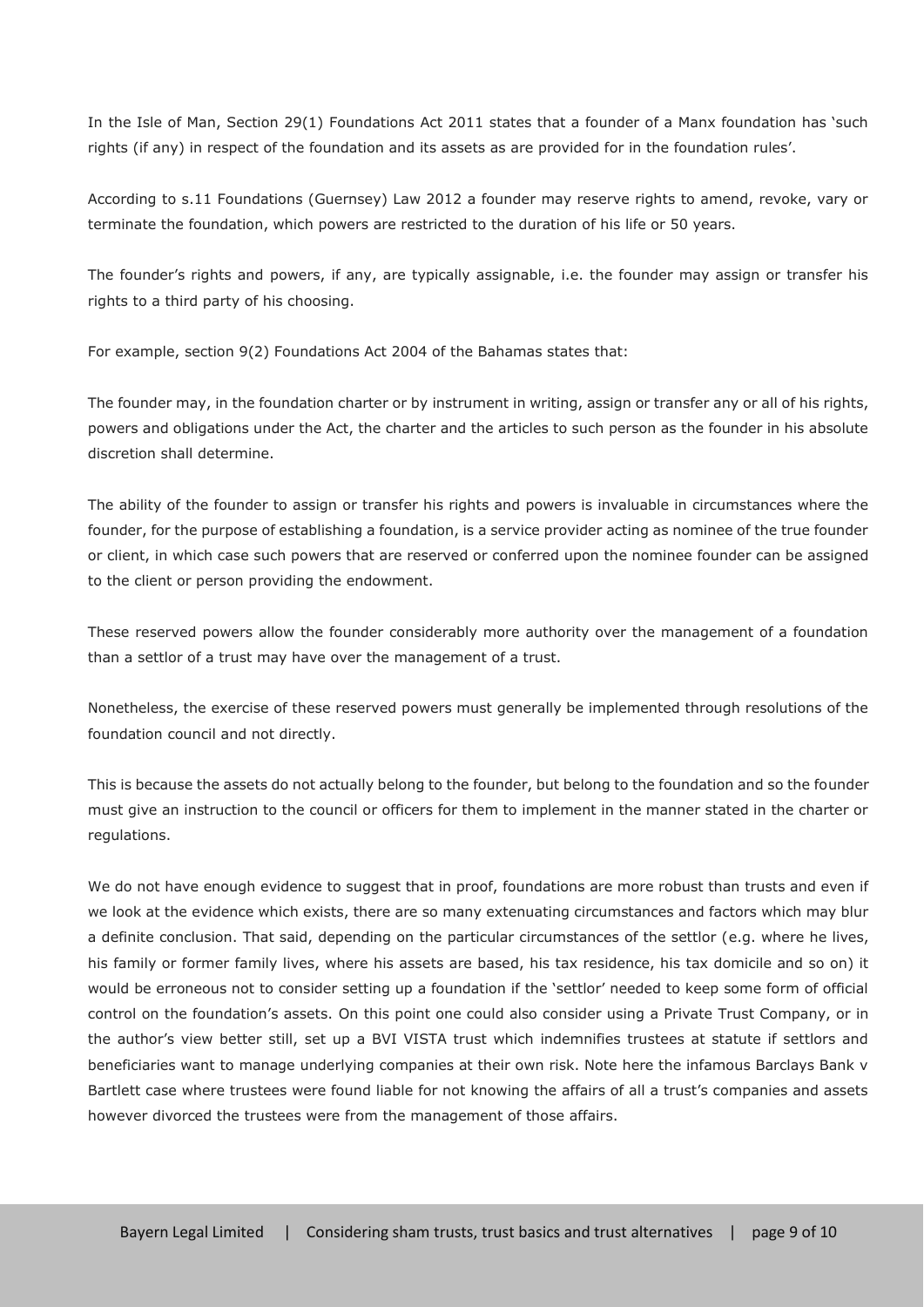In the Isle of Man, Section 29(1) Foundations Act 2011 states that a founder of a Manx foundation has 'such rights (if any) in respect of the foundation and its assets as are provided for in the foundation rules'.

According to s.11 Foundations (Guernsey) Law 2012 a founder may reserve rights to amend, revoke, vary or terminate the foundation, which powers are restricted to the duration of his life or 50 years.

The founder's rights and powers, if any, are typically assignable, i.e. the founder may assign or transfer his rights to a third party of his choosing.

For example, section 9(2) Foundations Act 2004 of the Bahamas states that:

The founder may, in the foundation charter or by instrument in writing, assign or transfer any or all of his rights, powers and obligations under the Act, the charter and the articles to such person as the founder in his absolute discretion shall determine.

The ability of the founder to assign or transfer his rights and powers is invaluable in circumstances where the founder, for the purpose of establishing a foundation, is a service provider acting as nominee of the true founder or client, in which case such powers that are reserved or conferred upon the nominee founder can be assigned to the client or person providing the endowment.

These reserved powers allow the founder considerably more authority over the management of a foundation than a settlor of a trust may have over the management of a trust.

Nonetheless, the exercise of these reserved powers must generally be implemented through resolutions of the foundation council and not directly.

This is because the assets do not actually belong to the founder, but belong to the foundation and so the founder must give an instruction to the council or officers for them to implement in the manner stated in the charter or regulations.

We do not have enough evidence to suggest that in proof, foundations are more robust than trusts and even if we look at the evidence which exists, there are so many extenuating circumstances and factors which may blur a definite conclusion. That said, depending on the particular circumstances of the settlor (e.g. where he lives, his family or former family lives, where his assets are based, his tax residence, his tax domicile and so on) it would be erroneous not to consider setting up a foundation if the 'settlor' needed to keep some form of official control on the foundation's assets. On this point one could also consider using a Private Trust Company, or in the author's view better still, set up a BVI VISTA trust which indemnifies trustees at statute if settlors and beneficiaries want to manage underlying companies at their own risk. Note here the infamous Barclays Bank v Bartlett case where trustees were found liable for not knowing the affairs of all a trust's companies and assets however divorced the trustees were from the management of those affairs.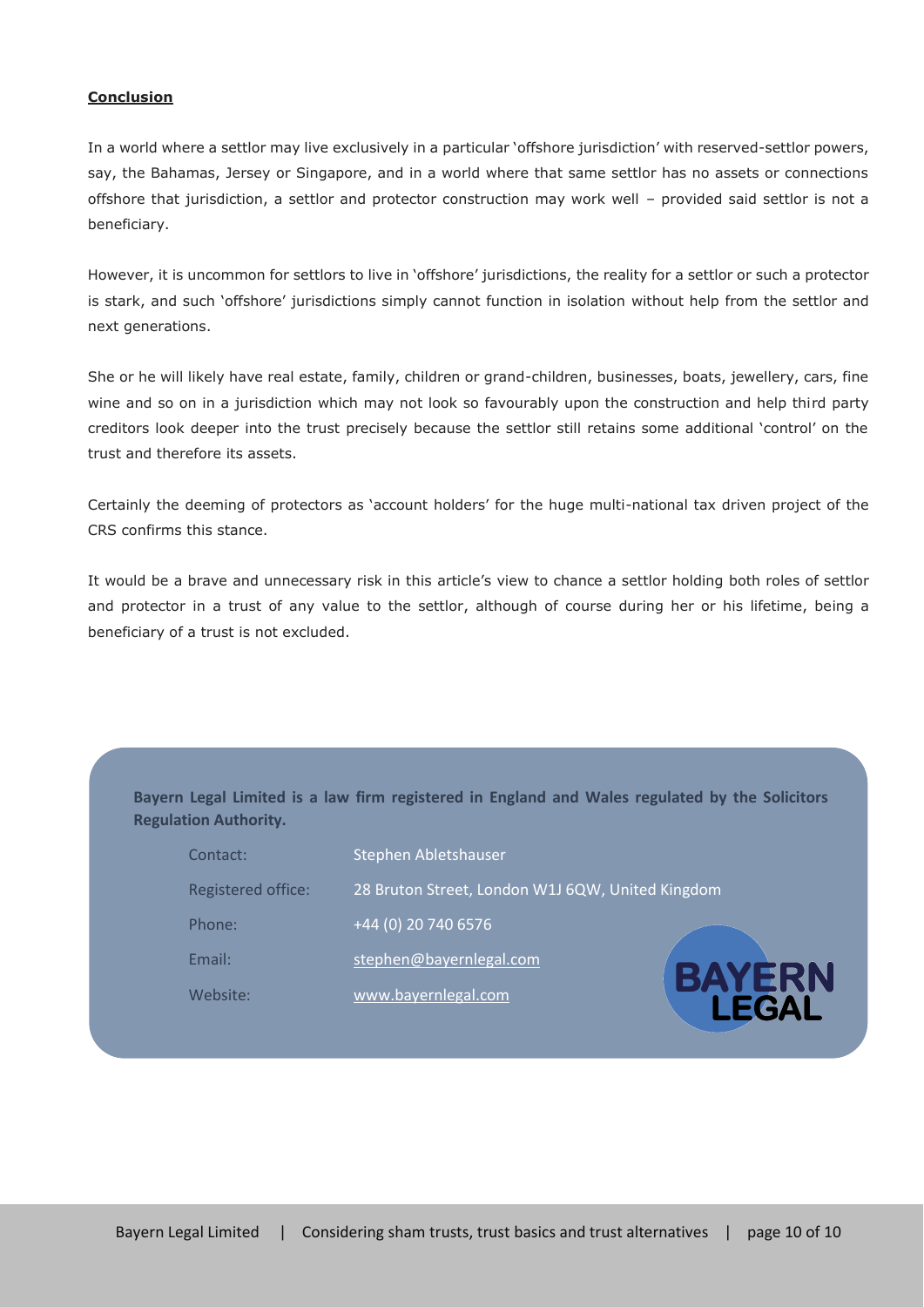**Conclusion**

In a world where a settlor may live exclusively in a particular 'offshore jurisdiction' with reserved-settlor powers, say, the Bahamas, Jersey or Singapore, and in a world where that same settlor has no assets or connections offshore that jurisdiction, a settlor and protector construction may work well – provided said settlor is not a beneficiary.

However, it is uncommon for settlors to live in 'offshore' jurisdictions, the reality for a settlor or such a protector is stark, and such 'offshore' jurisdictions simply cannot function in isolation without help from the settlor and next generations.

She or he will likely have real estate, family, children or grand-children, businesses, boats, jewellery, cars, fine wine and so on in a jurisdiction which may not look so favourably upon the construction and help third party creditors look deeper into the trust precisely because the settlor still retains some additional 'control' on the trust and therefore its assets.

Certainly the deeming of protectors as 'account holders' for the huge multi-national tax driven project of the CRS confirms this stance.

It would be a brave and unnecessary risk in this article's view to chance a settlor holding both roles of settlor and protector in a trust of any value to the settlor, although of course during her or his lifetime, being a beneficiary of a trust is not excluded.

**Bayern Legal Limited is a law firm registered in England and Wales regulated by the Solicitors Regulation Authority.**

| | |
|---|---|
| Contact: | Stephen Abletshauser |
| Registered office: | 28 Bruton Street, London W1J 6QW, United Kingdom |
| Phone: | +44 (0) 20 740 6576 |
| Email: | stephen@bayernlegal.com |
| Website: | www.bayernlegal.com |

BAYERN LEGAL